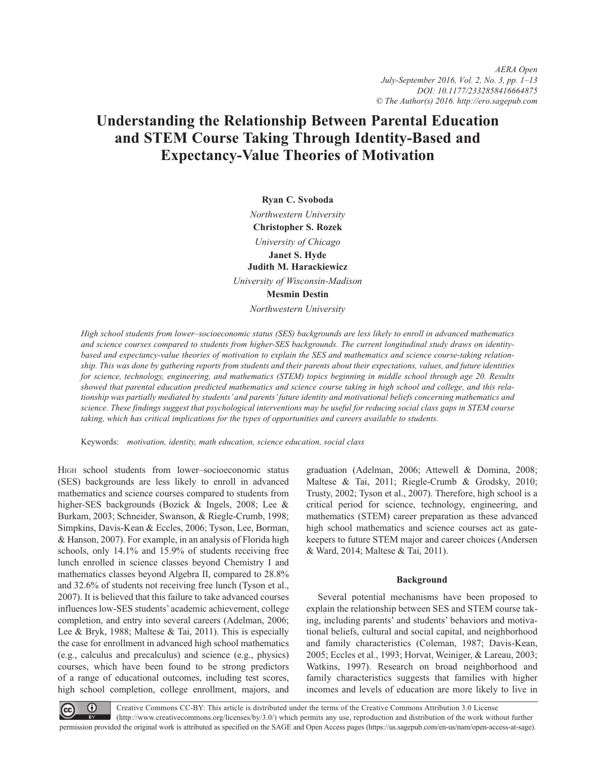# Understanding the Relationship Between Parental Education and STEM Course Taking Through Identity-Based and Expectancy-Value Theories of Motivation

**Ryan C. Svoboda**

*Northwestern University*

**Christopher S. Rozek**

*University of Chicago*

**Janet S. Hyde**

**Judith M. Harackiewicz**

*University of Wisconsin-Madison*

**Mesmin Destin**

*Northwestern University*

*High school students from lower–socioeconomic status (SES) backgrounds are less likely to enroll in advanced mathematics and science courses compared to students from higher-SES backgrounds. The current longitudinal study draws on identity-based and expectancy-value theories of motivation to explain the SES and mathematics and science course-taking relationship. This was done by gathering reports from students and their parents about their expectations, values, and future identities for science, technology, engineering, and mathematics (STEM) topics beginning in middle school through age 20. Results showed that parental education predicted mathematics and science course taking in high school and college, and this relationship was partially mediated by students' and parents' future identity and motivational beliefs concerning mathematics and science. These findings suggest that psychological interventions may be useful for reducing social class gaps in STEM course taking, which has critical implications for the types of opportunities and careers available to students.*

Keywords: *motivation, identity, math education, science education, social class*

High school students from lower–socioeconomic status (SES) backgrounds are less likely to enroll in advanced mathematics and science courses compared to students from higher-SES backgrounds (Bozick & Ingels, 2008; Lee & Burkam, 2003; Schneider, Swanson, & Riegle-Crumb, 1998; Simpkins, Davis-Kean & Eccles, 2006; Tyson, Lee, Borman, & Hanson, 2007). For example, in an analysis of Florida high schools, only 14.1% and 15.9% of students receiving free lunch enrolled in science classes beyond Chemistry I and mathematics classes beyond Algebra II, compared to 28.8% and 32.6% of students not receiving free lunch (Tyson et al., 2007). It is believed that this failure to take advanced courses influences low-SES students' academic achievement, college completion, and entry into several careers (Adelman, 2006; Lee & Bryk, 1988; Maltese & Tai, 2011). This is especially the case for enrollment in advanced high school mathematics (e.g., calculus and precalculus) and science (e.g., physics) courses, which have been found to be strong predictors of a range of educational outcomes, including test scores, high school completion, college enrollment, majors, and graduation (Adelman, 2006; Attewell & Domina, 2008; Maltese & Tai, 2011; Riegle-Crumb & Grodsky, 2010; Trusty, 2002; Tyson et al., 2007). Therefore, high school is a critical period for science, technology, engineering, and mathematics (STEM) career preparation as these advanced high school mathematics and science courses act as gatekeepers to future STEM major and career choices (Andersen & Ward, 2014; Maltese & Tai, 2011).

## Background

Several potential mechanisms have been proposed to explain the relationship between SES and STEM course taking, including parents' and students' behaviors and motivational beliefs, cultural and social capital, and neighborhood and family characteristics (Coleman, 1987; Davis-Kean, 2005; Eccles et al., 1993; Horvat, Weiniger, & Lareau, 2003; Watkins, 1997). Research on broad neighborhood and family characteristics suggests that families with higher incomes and levels of education are more likely to live in

Creative Commons CC-BY: This article is distributed under the terms of the Creative Commons Attribution 3.0 License (http://www.creativecommons.org/licenses/by/3.0/) which permits any use, reproduction and distribution of the work without further permission provided the original work is attributed as specified on the SAGE and Open Access pages (https://us.sagepub.com/en-us/nam/open-access-at-sage).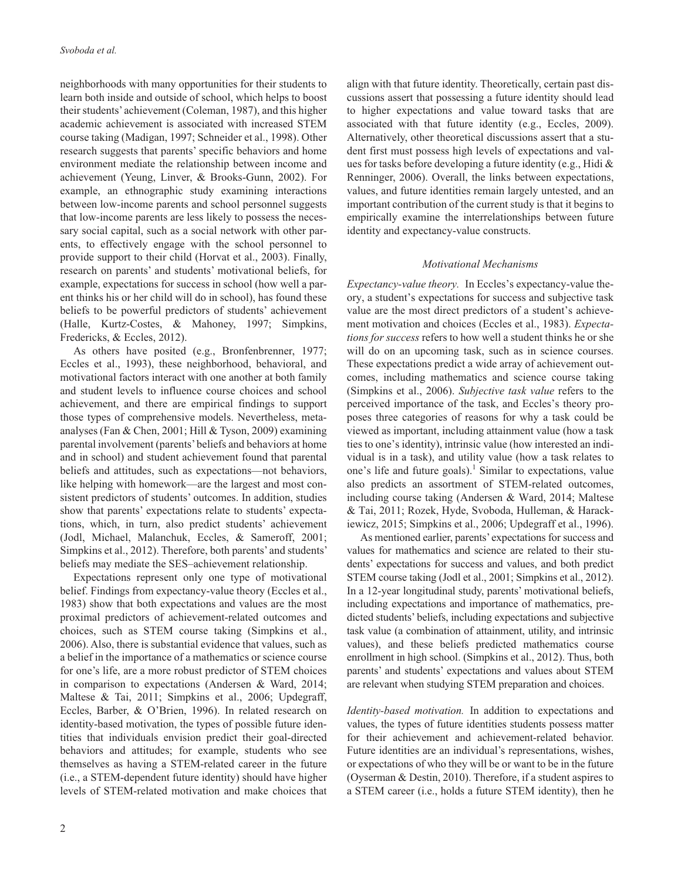neighborhoods with many opportunities for their students to learn both inside and outside of school, which helps to boost their students' achievement (Coleman, 1987), and this higher academic achievement is associated with increased STEM course taking (Madigan, 1997; Schneider et al., 1998). Other research suggests that parents' specific behaviors and home environment mediate the relationship between income and achievement (Yeung, Linver, & Brooks-Gunn, 2002). For example, an ethnographic study examining interactions between low-income parents and school personnel suggests that low-income parents are less likely to possess the necessary social capital, such as a social network with other parents, to effectively engage with the school personnel to provide support to their child (Horvat et al., 2003). Finally, research on parents' and students' motivational beliefs, for example, expectations for success in school (how well a parent thinks his or her child will do in school), has found these beliefs to be powerful predictors of students' achievement (Halle, Kurtz-Costes, & Mahoney, 1997; Simpkins, Fredericks, & Eccles, 2012).

As others have posited (e.g., Bronfenbrenner, 1977; Eccles et al., 1993), these neighborhood, behavioral, and motivational factors interact with one another at both family and student levels to influence course choices and school achievement, and there are empirical findings to support those types of comprehensive models. Nevertheless, meta-analyses (Fan & Chen, 2001; Hill & Tyson, 2009) examining parental involvement (parents' beliefs and behaviors at home and in school) and student achievement found that parental beliefs and attitudes, such as expectations—not behaviors, like helping with homework—are the largest and most consistent predictors of students' outcomes. In addition, studies show that parents' expectations relate to students' expectations, which, in turn, also predict students' achievement (Jodl, Michael, Malanchuk, Eccles, & Sameroff, 2001; Simpkins et al., 2012). Therefore, both parents' and students' beliefs may mediate the SES–achievement relationship.

Expectations represent only one type of motivational belief. Findings from expectancy-value theory (Eccles et al., 1983) show that both expectations and values are the most proximal predictors of achievement-related outcomes and choices, such as STEM course taking (Simpkins et al., 2006). Also, there is substantial evidence that values, such as a belief in the importance of a mathematics or science course for one's life, are a more robust predictor of STEM choices in comparison to expectations (Andersen & Ward, 2014; Maltese & Tai, 2011; Simpkins et al., 2006; Updegraff, Eccles, Barber, & O'Brien, 1996). In related research on identity-based motivation, the types of possible future identities that individuals envision predict their goal-directed behaviors and attitudes; for example, students who see themselves as having a STEM-related career in the future (i.e., a STEM-dependent future identity) should have higher levels of STEM-related motivation and make choices that align with that future identity. Theoretically, certain past discussions assert that possessing a future identity should lead to higher expectations and value toward tasks that are associated with that future identity (e.g., Eccles, 2009). Alternatively, other theoretical discussions assert that a student first must possess high levels of expectations and values for tasks before developing a future identity (e.g., Hidi & Renninger, 2006). Overall, the links between expectations, values, and future identities remain largely untested, and an important contribution of the current study is that it begins to empirically examine the interrelationships between future identity and expectancy-value constructs.

### *Motivational Mechanisms*

*Expectancy-value theory.* In Eccles's expectancy-value theory, a student's expectations for success and subjective task value are the most direct predictors of a student's achievement motivation and choices (Eccles et al., 1983). *Expectations for success* refers to how well a student thinks he or she will do on an upcoming task, such as in science courses. These expectations predict a wide array of achievement outcomes, including mathematics and science course taking (Simpkins et al., 2006). *Subjective task value* refers to the perceived importance of the task, and Eccles's theory proposes three categories of reasons for why a task could be viewed as important, including attainment value (how a task ties to one's identity), intrinsic value (how interested an individual is in a task), and utility value (how a task relates to one's life and future goals).[1] Similar to expectations, value also predicts an assortment of STEM-related outcomes, including course taking (Andersen & Ward, 2014; Maltese & Tai, 2011; Rozek, Hyde, Svoboda, Hulleman, & Harackiewicz, 2015; Simpkins et al., 2006; Updegraff et al., 1996).

As mentioned earlier, parents' expectations for success and values for mathematics and science are related to their students' expectations for success and values, and both predict STEM course taking (Jodl et al., 2001; Simpkins et al., 2012). In a 12-year longitudinal study, parents' motivational beliefs, including expectations and importance of mathematics, predicted students' beliefs, including expectations and subjective task value (a combination of attainment, utility, and intrinsic values), and these beliefs predicted mathematics course enrollment in high school. (Simpkins et al., 2012). Thus, both parents' and students' expectations and values about STEM are relevant when studying STEM preparation and choices.

*Identity-based motivation.* In addition to expectations and values, the types of future identities students possess matter for their achievement and achievement-related behavior. Future identities are an individual's representations, wishes, or expectations of who they will be or want to be in the future (Oyserman & Destin, 2010). Therefore, if a student aspires to a STEM career (i.e., holds a future STEM identity), then he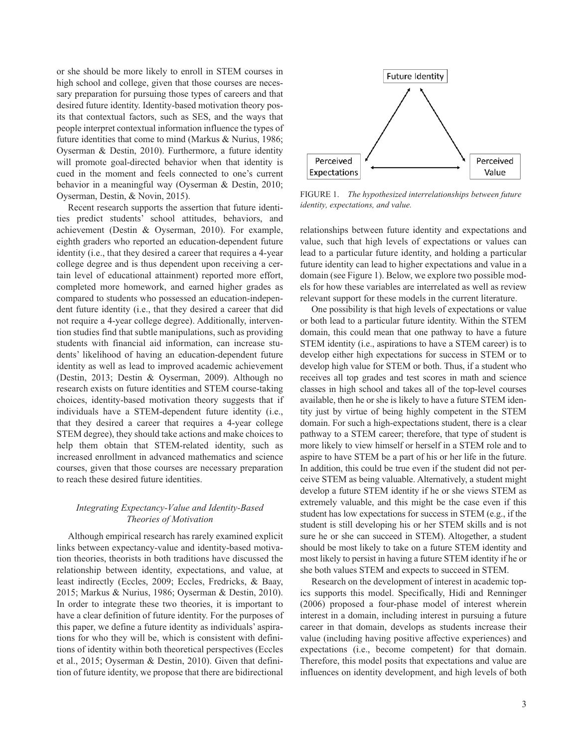or she should be more likely to enroll in STEM courses in high school and college, given that those courses are necessary preparation for pursuing those types of careers and that desired future identity. Identity-based motivation theory posits that contextual factors, such as SES, and the ways that people interpret contextual information influence the types of future identities that come to mind (Markus & Nurius, 1986; Oyserman & Destin, 2010). Furthermore, a future identity will promote goal-directed behavior when that identity is cued in the moment and feels connected to one's current behavior in a meaningful way (Oyserman & Destin, 2010; Oyserman, Destin, & Novin, 2015).

Recent research supports the assertion that future identities predict students' school attitudes, behaviors, and achievement (Destin & Oyserman, 2010). For example, eighth graders who reported an education-dependent future identity (i.e., that they desired a career that requires a 4-year college degree and is thus dependent upon receiving a certain level of educational attainment) reported more effort, completed more homework, and earned higher grades as compared to students who possessed an education-independent future identity (i.e., that they desired a career that did not require a 4-year college degree). Additionally, intervention studies find that subtle manipulations, such as providing students with financial aid information, can increase students' likelihood of having an education-dependent future identity as well as lead to improved academic achievement (Destin, 2013; Destin & Oyserman, 2009). Although no research exists on future identities and STEM course-taking choices, identity-based motivation theory suggests that if individuals have a STEM-dependent future identity (i.e., that they desired a career that requires a 4-year college STEM degree), they should take actions and make choices to help them obtain that STEM-related identity, such as increased enrollment in advanced mathematics and science courses, given that those courses are necessary preparation to reach these desired future identities.

### *Integrating Expectancy-Value and Identity-Based Theories of Motivation*

Although empirical research has rarely examined explicit links between expectancy-value and identity-based motivation theories, theorists in both traditions have discussed the relationship between identity, expectations, and value, at least indirectly (Eccles, 2009; Eccles, Fredricks, & Baay, 2015; Markus & Nurius, 1986; Oyserman & Destin, 2010). In order to integrate these two theories, it is important to have a clear definition of future identity. For the purposes of this paper, we define a future identity as individuals' aspirations for who they will be, which is consistent with definitions of identity within both theoretical perspectives (Eccles et al., 2015; Oyserman & Destin, 2010). Given that definition of future identity, we propose that there are bidirectional relationships between future identity and expectations and value, such that high levels of expectations or values can lead to a particular future identity, and holding a particular future identity can lead to higher expectations and value in a domain (see Figure 1). Below, we explore two possible models for how these variables are interrelated as well as review relevant support for these models in the current literature.

Future Identity

Perceived Expectations

Perceived Value

FIGURE 1. *The hypothesized interrelationships between future identity, expectations, and value.*

One possibility is that high levels of expectations or value or both lead to a particular future identity. Within the STEM domain, this could mean that one pathway to have a future STEM identity (i.e., aspirations to have a STEM career) is to develop either high expectations for success in STEM or to develop high value for STEM or both. Thus, if a student who receives all top grades and test scores in math and science classes in high school and takes all of the top-level courses available, then he or she is likely to have a future STEM identity just by virtue of being highly competent in the STEM domain. For such a high-expectations student, there is a clear pathway to a STEM career; therefore, that type of student is more likely to view himself or herself in a STEM role and to aspire to have STEM be a part of his or her life in the future. In addition, this could be true even if the student did not perceive STEM as being valuable. Alternatively, a student might develop a future STEM identity if he or she views STEM as extremely valuable, and this might be the case even if this student has low expectations for success in STEM (e.g., if the student is still developing his or her STEM skills and is not sure he or she can succeed in STEM). Altogether, a student should be most likely to take on a future STEM identity and most likely to persist in having a future STEM identity if he or she both values STEM and expects to succeed in STEM.

Research on the development of interest in academic topics supports this model. Specifically, Hidi and Renninger (2006) proposed a four-phase model of interest wherein interest in a domain, including interest in pursuing a future career in that domain, develops as students increase their value (including having positive affective experiences) and expectations (i.e., become competent) for that domain. Therefore, this model posits that expectations and value are influences on identity development, and high levels of both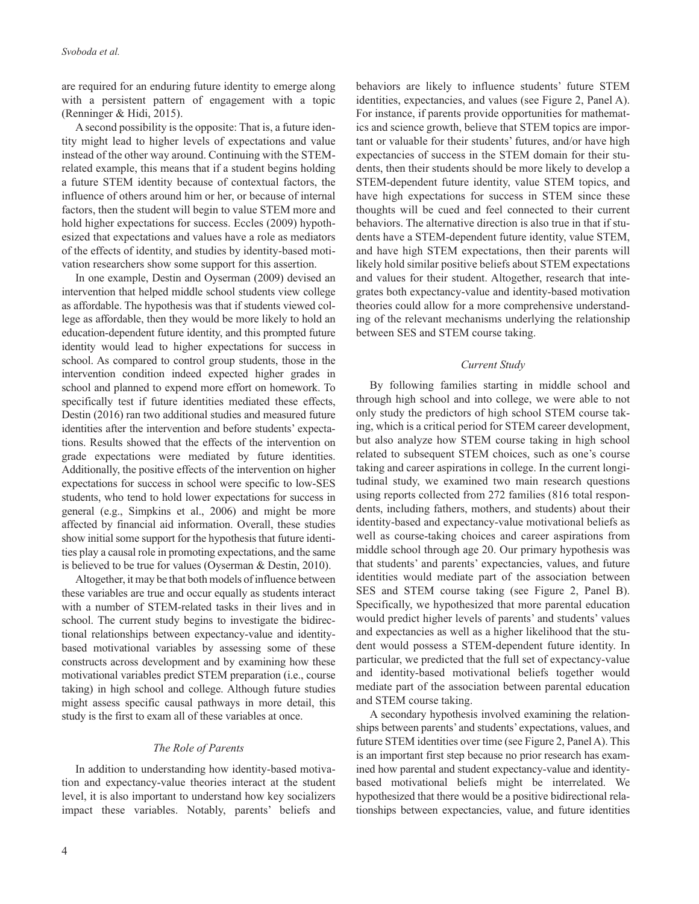are required for an enduring future identity to emerge along with a persistent pattern of engagement with a topic (Renninger & Hidi, 2015).

A second possibility is the opposite: That is, a future identity might lead to higher levels of expectations and value instead of the other way around. Continuing with the STEM-related example, this means that if a student begins holding a future STEM identity because of contextual factors, the influence of others around him or her, or because of internal factors, then the student will begin to value STEM more and hold higher expectations for success. Eccles (2009) hypothesized that expectations and values have a role as mediators of the effects of identity, and studies by identity-based motivation researchers show some support for this assertion.

In one example, Destin and Oyserman (2009) devised an intervention that helped middle school students view college as affordable. The hypothesis was that if students viewed college as affordable, then they would be more likely to hold an education-dependent future identity, and this prompted future identity would lead to higher expectations for success in school. As compared to control group students, those in the intervention condition indeed expected higher grades in school and planned to expend more effort on homework. To specifically test if future identities mediated these effects, Destin (2016) ran two additional studies and measured future identities after the intervention and before students' expectations. Results showed that the effects of the intervention on grade expectations were mediated by future identities. Additionally, the positive effects of the intervention on higher expectations for success in school were specific to low-SES students, who tend to hold lower expectations for success in general (e.g., Simpkins et al., 2006) and might be more affected by financial aid information. Overall, these studies show initial some support for the hypothesis that future identities play a causal role in promoting expectations, and the same is believed to be true for values (Oyserman & Destin, 2010).

Altogether, it may be that both models of influence between these variables are true and occur equally as students interact with a number of STEM-related tasks in their lives and in school. The current study begins to investigate the bidirectional relationships between expectancy-value and identity-based motivational variables by assessing some of these constructs across development and by examining how these motivational variables predict STEM preparation (i.e., course taking) in high school and college. Although future studies might assess specific causal pathways in more detail, this study is the first to exam all of these variables at once.

### *The Role of Parents*

In addition to understanding how identity-based motivation and expectancy-value theories interact at the student level, it is also important to understand how key socializers impact these variables. Notably, parents' beliefs and behaviors are likely to influence students' future STEM identities, expectancies, and values (see Figure 2, Panel A). For instance, if parents provide opportunities for mathematics and science growth, believe that STEM topics are important or valuable for their students' futures, and/or have high expectancies of success in the STEM domain for their students, then their students should be more likely to develop a STEM-dependent future identity, value STEM topics, and have high expectations for success in STEM since these thoughts will be cued and feel connected to their current behaviors. The alternative direction is also true in that if students have a STEM-dependent future identity, value STEM, and have high STEM expectations, then their parents will likely hold similar positive beliefs about STEM expectations and values for their student. Altogether, research that integrates both expectancy-value and identity-based motivation theories could allow for a more comprehensive understanding of the relevant mechanisms underlying the relationship between SES and STEM course taking.

### *Current Study*

By following families starting in middle school and through high school and into college, we were able to not only study the predictors of high school STEM course taking, which is a critical period for STEM career development, but also analyze how STEM course taking in high school related to subsequent STEM choices, such as one's course taking and career aspirations in college. In the current longitudinal study, we examined two main research questions using reports collected from 272 families (816 total respondents, including fathers, mothers, and students) about their identity-based and expectancy-value motivational beliefs as well as course-taking choices and career aspirations from middle school through age 20. Our primary hypothesis was that students' and parents' expectancies, values, and future identities would mediate part of the association between SES and STEM course taking (see Figure 2, Panel B). Specifically, we hypothesized that more parental education would predict higher levels of parents' and students' values and expectancies as well as a higher likelihood that the student would possess a STEM-dependent future identity. In particular, we predicted that the full set of expectancy-value and identity-based motivational beliefs together would mediate part of the association between parental education and STEM course taking.

A secondary hypothesis involved examining the relationships between parents' and students' expectations, values, and future STEM identities over time (see Figure 2, Panel A). This is an important first step because no prior research has examined how parental and student expectancy-value and identity-based motivational beliefs might be interrelated. We hypothesized that there would be a positive bidirectional relationships between expectancies, value, and future identities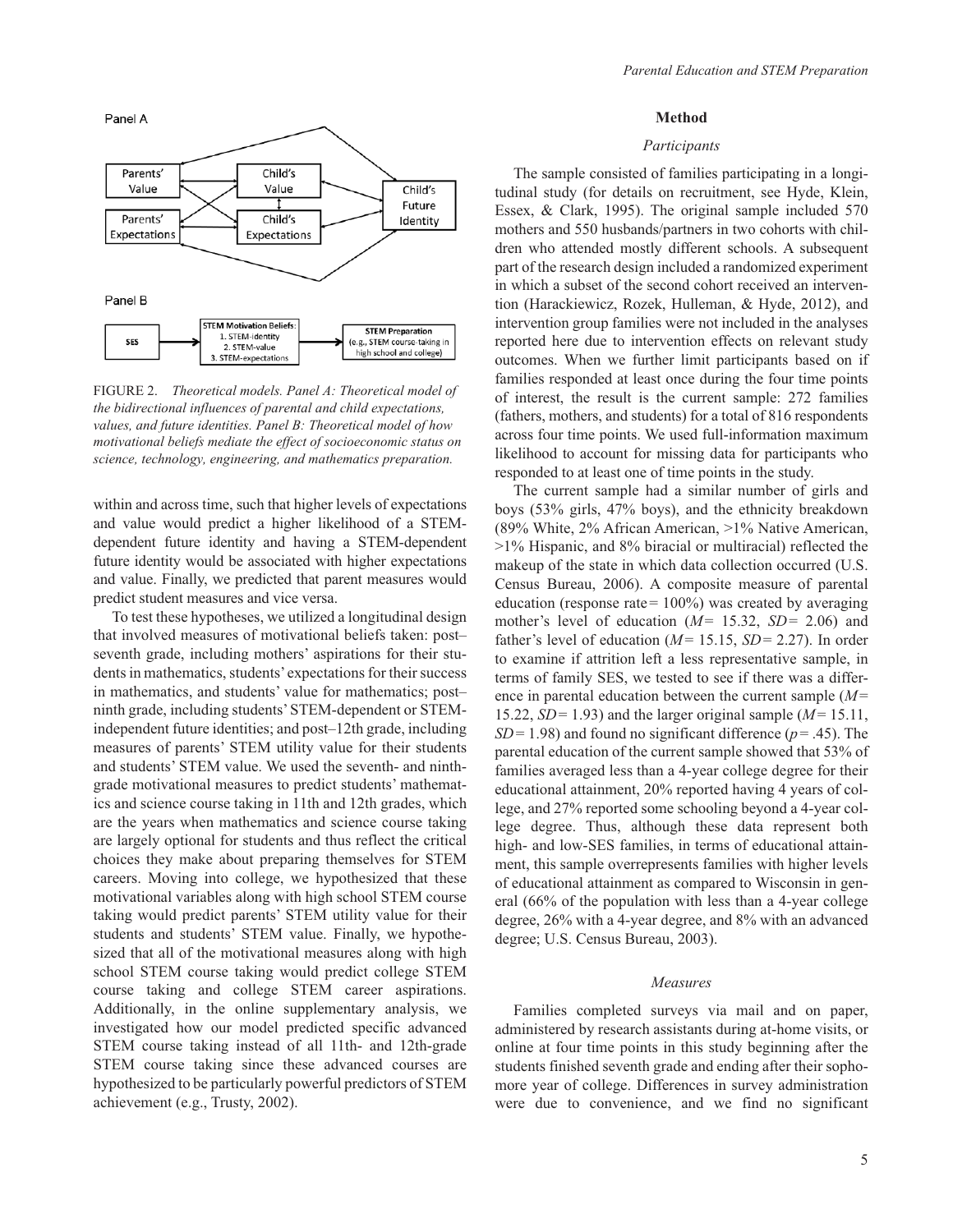FIGURE 2. *Theoretical models. Panel A: Theoretical model of the bidirectional influences of parental and child expectations, values, and future identities. Panel B: Theoretical model of how motivational beliefs mediate the effect of socioeconomic status on science, technology, engineering, and mathematics preparation.*

within and across time, such that higher levels of expectations and value would predict a higher likelihood of a STEM-dependent future identity and having a STEM-dependent future identity would be associated with higher expectations and value. Finally, we predicted that parent measures would predict student measures and vice versa.

To test these hypotheses, we utilized a longitudinal design that involved measures of motivational beliefs taken: post–seventh grade, including mothers' aspirations for their students in mathematics, students' expectations for their success in mathematics, and students' value for mathematics; post–ninth grade, including students' STEM-dependent or STEM-independent future identities; and post–12th grade, including measures of parents' STEM utility value for their students and students' STEM value. We used the seventh- and ninth-grade motivational measures to predict students' mathematics and science course taking in 11th and 12th grades, which are the years when mathematics and science course taking are largely optional for students and thus reflect the critical choices they make about preparing themselves for STEM careers. Moving into college, we hypothesized that these motivational variables along with high school STEM course taking would predict parents' STEM utility value for their students and students' STEM value. Finally, we hypothesized that all of the motivational measures along with high school STEM course taking would predict college STEM course taking and college STEM career aspirations. Additionally, in the online supplementary analysis, we investigated how our model predicted specific advanced STEM course taking instead of all 11th- and 12th-grade STEM course taking since these advanced courses are hypothesized to be particularly powerful predictors of STEM achievement (e.g., Trusty, 2002).

## Method

### *Participants*

The sample consisted of families participating in a longitudinal study (for details on recruitment, see Hyde, Klein, Essex, & Clark, 1995). The original sample included 570 mothers and 550 husbands/partners in two cohorts with children who attended mostly different schools. A subsequent part of the research design included a randomized experiment in which a subset of the second cohort received an intervention (Harackiewicz, Rozek, Hulleman, & Hyde, 2012), and intervention group families were not included in the analyses reported here due to intervention effects on relevant study outcomes. When we further limit participants based on if families responded at least once during the four time points of interest, the result is the current sample: 272 families (fathers, mothers, and students) for a total of 816 respondents across four time points. We used full-information maximum likelihood to account for missing data for participants who responded to at least one of time points in the study.

The current sample had a similar number of girls and boys (53% girls, 47% boys), and the ethnicity breakdown (89% White, 2% African American, >1% Native American, >1% Hispanic, and 8% biracial or multiracial) reflected the makeup of the state in which data collection occurred (U.S. Census Bureau, 2006). A composite measure of parental education (response rate = 100%) was created by averaging mother's level of education ($M$ = 15.32, $SD$ = 2.06) and father's level of education ($M$ = 15.15, $SD$ = 2.27). In order to examine if attrition left a less representative sample, in terms of family SES, we tested to see if there was a difference in parental education between the current sample ($M$ = 15.22, $SD$ = 1.93) and the larger original sample ($M$ = 15.11, $SD$ = 1.98) and found no significant difference ($p$ = .45). The parental education of the current sample showed that 53% of families averaged less than a 4-year college degree for their educational attainment, 20% reported having 4 years of college, and 27% reported some schooling beyond a 4-year college degree. Thus, although these data represent both high- and low-SES families, in terms of educational attainment, this sample overrepresents families with higher levels of educational attainment as compared to Wisconsin in general (66% of the population with less than a 4-year college degree, 26% with a 4-year degree, and 8% with an advanced degree; U.S. Census Bureau, 2003).

### *Measures*

Families completed surveys via mail and on paper, administered by research assistants during at-home visits, or online at four time points in this study beginning after the students finished seventh grade and ending after their sophomore year of college. Differences in survey administration were due to convenience, and we find no significant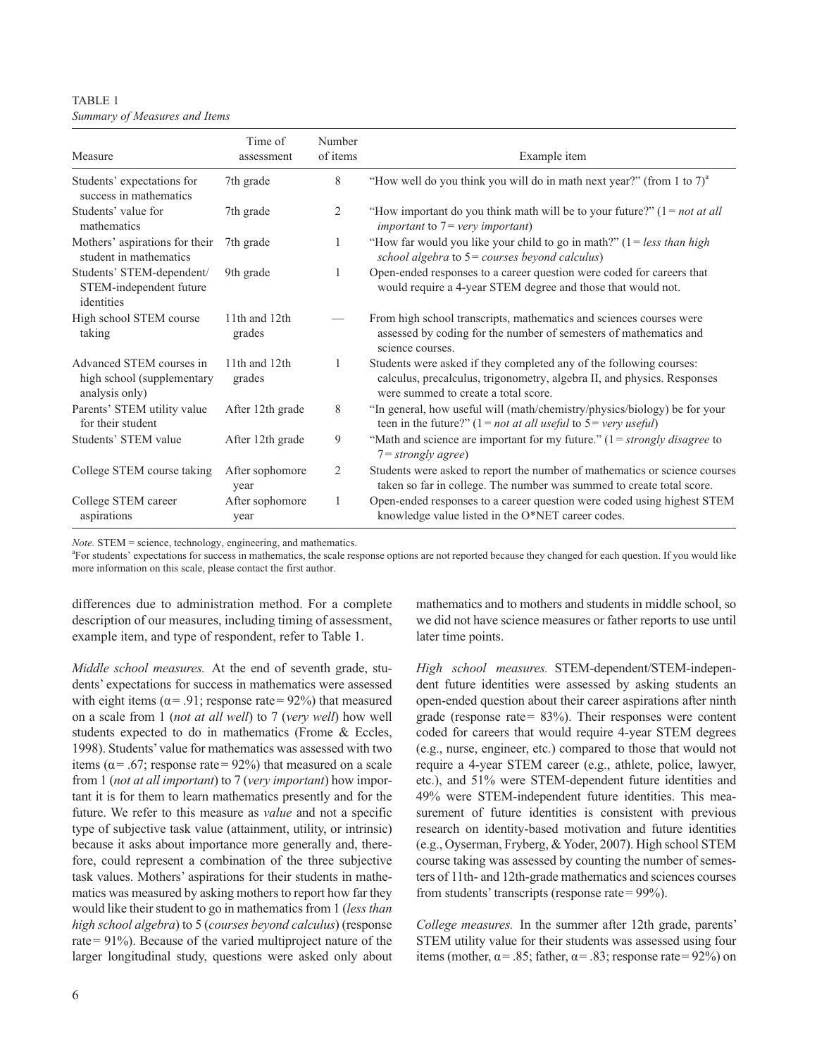TABLE 1
*Summary of Measures and Items*

| Measure | Time of assessment | Number of items | Example item |
|---|---|---|---|
| Students' expectations for success in mathematics | 7th grade | 8 | "How well do you think you will do in math next year?" (from 1 to 7)[a] |
| Students' value for mathematics | 7th grade | 2 | "How important do you think math will be to your future?" (1 = *not at all important* to 7 = *very important*) |
| Mothers' aspirations for their student in mathematics | 7th grade | 1 | "How far would you like your child to go in math?" (1 = *less than high school algebra* to 5 = *courses beyond calculus*) |
| Students' STEM-dependent/ STEM-independent future identities | 9th grade | 1 | Open-ended responses to a career question were coded for careers that would require a 4-year STEM degree and those that would not. |
| High school STEM course taking | 11th and 12th grades | — | From high school transcripts, mathematics and sciences courses were assessed by coding for the number of semesters of mathematics and science courses. |
| Advanced STEM courses in high school (supplementary analysis only) | 11th and 12th grades | 1 | Students were asked if they completed any of the following courses: calculus, precalculus, trigonometry, algebra II, and physics. Responses were summed to create a total score. |
| Parents' STEM utility value for their student | After 12th grade | 8 | "In general, how useful will (math/chemistry/physics/biology) be for your teen in the future?" (1 = *not at all useful* to 5 = *very useful*) |
| Students' STEM value | After 12th grade | 9 | "Math and science are important for my future." (1 = *strongly disagree* to 7 = *strongly agree*) |
| College STEM course taking | After sophomore year | 2 | Students were asked to report the number of mathematics or science courses taken so far in college. The number was summed to create total score. |
| College STEM career aspirations | After sophomore year | 1 | Open-ended responses to a career question were coded using highest STEM knowledge value listed in the O*NET career codes. |

*Note.* STEM = science, technology, engineering, and mathematics.
[a]For students' expectations for success in mathematics, the scale response options are not reported because they changed for each question. If you would like more information on this scale, please contact the first author.

differences due to administration method. For a complete description of our measures, including timing of assessment, example item, and type of respondent, refer to Table 1.

*Middle school measures.* At the end of seventh grade, students' expectations for success in mathematics were assessed with eight items ($\alpha = .91$; response rate = 92%) that measured on a scale from 1 (*not at all well*) to 7 (*very well*) how well students expected to do in mathematics (Frome & Eccles, 1998). Students' value for mathematics was assessed with two items ($\alpha = .67$; response rate = 92%) that measured on a scale from 1 (*not at all important*) to 7 (*very important*) how important it is for them to learn mathematics presently and for the future. We refer to this measure as *value* and not a specific type of subjective task value (attainment, utility, or intrinsic) because it asks about importance more generally and, therefore, could represent a combination of the three subjective task values. Mothers' aspirations for their students in mathematics was measured by asking mothers to report how far they would like their student to go in mathematics from 1 (*less than high school algebra*) to 5 (*courses beyond calculus*) (response rate = 91%). Because of the varied multiproject nature of the larger longitudinal study, questions were asked only about mathematics and to mothers and students in middle school, so we did not have science measures or father reports to use until later time points.

*High school measures.* STEM-dependent/STEM-independent future identities were assessed by asking students an open-ended question about their career aspirations after ninth grade (response rate = 83%). Their responses were content coded for careers that would require 4-year STEM degrees (e.g., nurse, engineer, etc.) compared to those that would not require a 4-year STEM career (e.g., athlete, police, lawyer, etc.), and 51% were STEM-dependent future identities and 49% were STEM-independent future identities. This measurement of future identities is consistent with previous research on identity-based motivation and future identities (e.g., Oyserman, Fryberg, & Yoder, 2007). High school STEM course taking was assessed by counting the number of semesters of 11th- and 12th-grade mathematics and sciences courses from students' transcripts (response rate = 99%).

*College measures.* In the summer after 12th grade, parents' STEM utility value for their students was assessed using four items (mother, $\alpha = .85$; father, $\alpha = .83$; response rate = 92%) on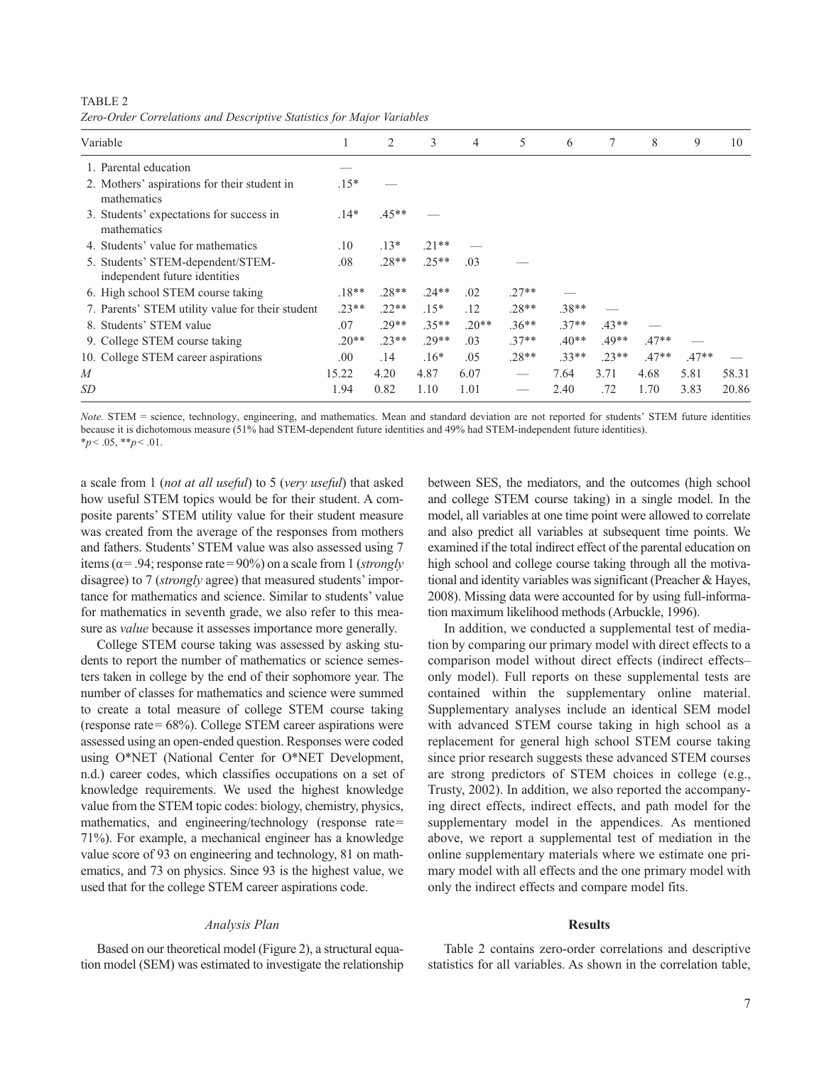TABLE 2

*Zero-Order Correlations and Descriptive Statistics for Major Variables*

| Variable | 1 | 2 | 3 | 4 | 5 | 6 | 7 | 8 | 9 | 10 |
|---|---|---|---|---|---|---|---|---|---|---|
| 1. Parental education | — | | | | | | | | | |
| 2. Mothers' aspirations for their student in mathematics | .15* | — | | | | | | | | |
| 3. Students' expectations for success in mathematics | .14* | .45** | — | | | | | | | |
| 4. Students' value for mathematics | .10 | .13* | .21** | — | | | | | | |
| 5. Students' STEM-dependent/STEM-independent future identities | .08 | .28** | .25** | .03 | — | | | | | |
| 6. High school STEM course taking | .18** | .28** | .24** | .02 | .27** | — | | | | |
| 7. Parents' STEM utility value for their student | .23** | .22** | .15* | .12 | .28** | .38** | — | | | |
| 8. Students' STEM value | .07 | .29** | .35** | .20** | .36** | .37** | .43** | — | | |
| 9. College STEM course taking | .20** | .23** | .29** | .03 | .37** | .40** | .49** | .47** | — | |
| 10. College STEM career aspirations | .00 | .14 | .16* | .05 | .28** | .33** | .23** | .47** | .47** | — |
| *M* | 15.22 | 4.20 | 4.87 | 6.07 | — | 7.64 | 3.71 | 4.68 | 5.81 | 58.31 |
| *SD* | 1.94 | 0.82 | 1.10 | 1.01 | — | 2.40 | .72 | 1.70 | 3.83 | 20.86 |

*Note.* STEM = science, technology, engineering, and mathematics. Mean and standard deviation are not reported for students' STEM future identities because it is dichotomous measure (51% had STEM-dependent future identities and 49% had STEM-independent future identities).
*$p < .05$, **$p < .01$.

a scale from 1 (*not at all useful*) to 5 (*very useful*) that asked how useful STEM topics would be for their student. A composite parents' STEM utility value for their student measure was created from the average of the responses from mothers and fathers. Students' STEM value was also assessed using 7 items ($\alpha = .94$; response rate = 90%) on a scale from 1 (*strongly* disagree) to 7 (*strongly* agree) that measured students' importance for mathematics and science. Similar to students' value for mathematics in seventh grade, we also refer to this measure as *value* because it assesses importance more generally.

College STEM course taking was assessed by asking students to report the number of mathematics or science semesters taken in college by the end of their sophomore year. The number of classes for mathematics and science were summed to create a total measure of college STEM course taking (response rate = 68%). College STEM career aspirations were assessed using an open-ended question. Responses were coded using O*NET (National Center for O*NET Development, n.d.) career codes, which classifies occupations on a set of knowledge requirements. We used the highest knowledge value from the STEM topic codes: biology, chemistry, physics, mathematics, and engineering/technology (response rate = 71%). For example, a mechanical engineer has a knowledge value score of 93 on engineering and technology, 81 on mathematics, and 73 on physics. Since 93 is the highest value, we used that for the college STEM career aspirations code.

### *Analysis Plan*

Based on our theoretical model (Figure 2), a structural equation model (SEM) was estimated to investigate the relationship between SES, the mediators, and the outcomes (high school and college STEM course taking) in a single model. In the model, all variables at one time point were allowed to correlate and also predict all variables at subsequent time points. We examined if the total indirect effect of the parental education on high school and college course taking through all the motivational and identity variables was significant (Preacher & Hayes, 2008). Missing data were accounted for by using full-information maximum likelihood methods (Arbuckle, 1996).

In addition, we conducted a supplemental test of mediation by comparing our primary model with direct effects to a comparison model without direct effects (indirect effects–only model). Full reports on these supplemental tests are contained within the supplementary online material. Supplementary analyses include an identical SEM model with advanced STEM course taking in high school as a replacement for general high school STEM course taking since prior research suggests these advanced STEM courses are strong predictors of STEM choices in college (e.g., Trusty, 2002). In addition, we also reported the accompanying direct effects, indirect effects, and path model for the supplementary model in the appendices. As mentioned above, we report a supplemental test of mediation in the online supplementary materials where we estimate one primary model with all effects and the one primary model with only the indirect effects and compare model fits.

## Results

Table 2 contains zero-order correlations and descriptive statistics for all variables. As shown in the correlation table,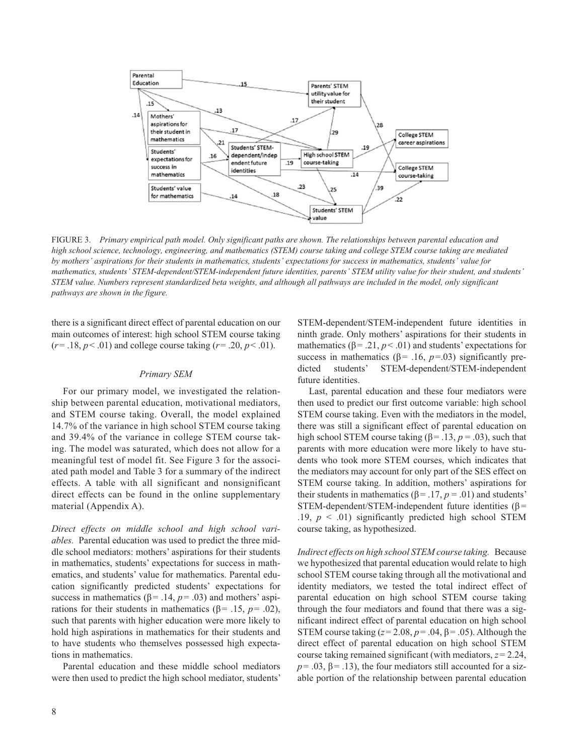FIGURE 3. *Primary empirical path model. Only significant paths are shown. The relationships between parental education and high school science, technology, engineering, and mathematics (STEM) course taking and college STEM course taking are mediated by mothers' aspirations for their students in mathematics, students' expectations for success in mathematics, students' value for mathematics, students' STEM-dependent/STEM-independent future identities, parents' STEM utility value for their student, and students' STEM value. Numbers represent standardized beta weights, and although all pathways are included in the model, only significant pathways are shown in the figure.*

there is a significant direct effect of parental education on our main outcomes of interest: high school STEM course taking ($r = .18$, $p < .01$) and college course taking ($r = .20$, $p < .01$).

### *Primary SEM*

For our primary model, we investigated the relationship between parental education, motivational mediators, and STEM course taking. Overall, the model explained 14.7% of the variance in high school STEM course taking and 39.4% of the variance in college STEM course taking. The model was saturated, which does not allow for a meaningful test of model fit. See Figure 3 for the associated path model and Table 3 for a summary of the indirect effects. A table with all significant and nonsignificant direct effects can be found in the online supplementary material (Appendix A).

*Direct effects on middle school and high school variables.* Parental education was used to predict the three middle school mediators: mothers' aspirations for their students in mathematics, students' expectations for success in mathematics, and students' value for mathematics. Parental education significantly predicted students' expectations for success in mathematics ($\beta = .14$, $p = .03$) and mothers' aspirations for their students in mathematics ($\beta = .15$, $p = .02$), such that parents with higher education were more likely to hold high aspirations in mathematics for their students and to have students who themselves possessed high expectations in mathematics.

Parental education and these middle school mediators were then used to predict the high school mediator, students' STEM-dependent/STEM-independent future identities in ninth grade. Only mothers' aspirations for their students in mathematics ($\beta = .21$, $p < .01$) and students' expectations for success in mathematics ($\beta = .16$, $p = .03$) significantly predicted students' STEM-dependent/STEM-independent future identities.

Last, parental education and these four mediators were then used to predict our first outcome variable: high school STEM course taking. Even with the mediators in the model, there was still a significant effect of parental education on high school STEM course taking ($\beta = .13$, $p = .03$), such that parents with more education were more likely to have students who took more STEM courses, which indicates that the mediators may account for only part of the SES effect on STEM course taking. In addition, mothers' aspirations for their students in mathematics ($\beta = .17$, $p = .01$) and students' STEM-dependent/STEM-independent future identities ($\beta = .19$, $p < .01$) significantly predicted high school STEM course taking, as hypothesized.

*Indirect effects on high school STEM course taking.* Because we hypothesized that parental education would relate to high school STEM course taking through all the motivational and identity mediators, we tested the total indirect effect of parental education on high school STEM course taking through the four mediators and found that there was a significant indirect effect of parental education on high school STEM course taking ($z = 2.08$, $p = .04$, $\beta = .05$). Although the direct effect of parental education on high school STEM course taking remained significant (with mediators, $z = 2.24$, $p = .03$, $\beta = .13$), the four mediators still accounted for a sizable portion of the relationship between parental education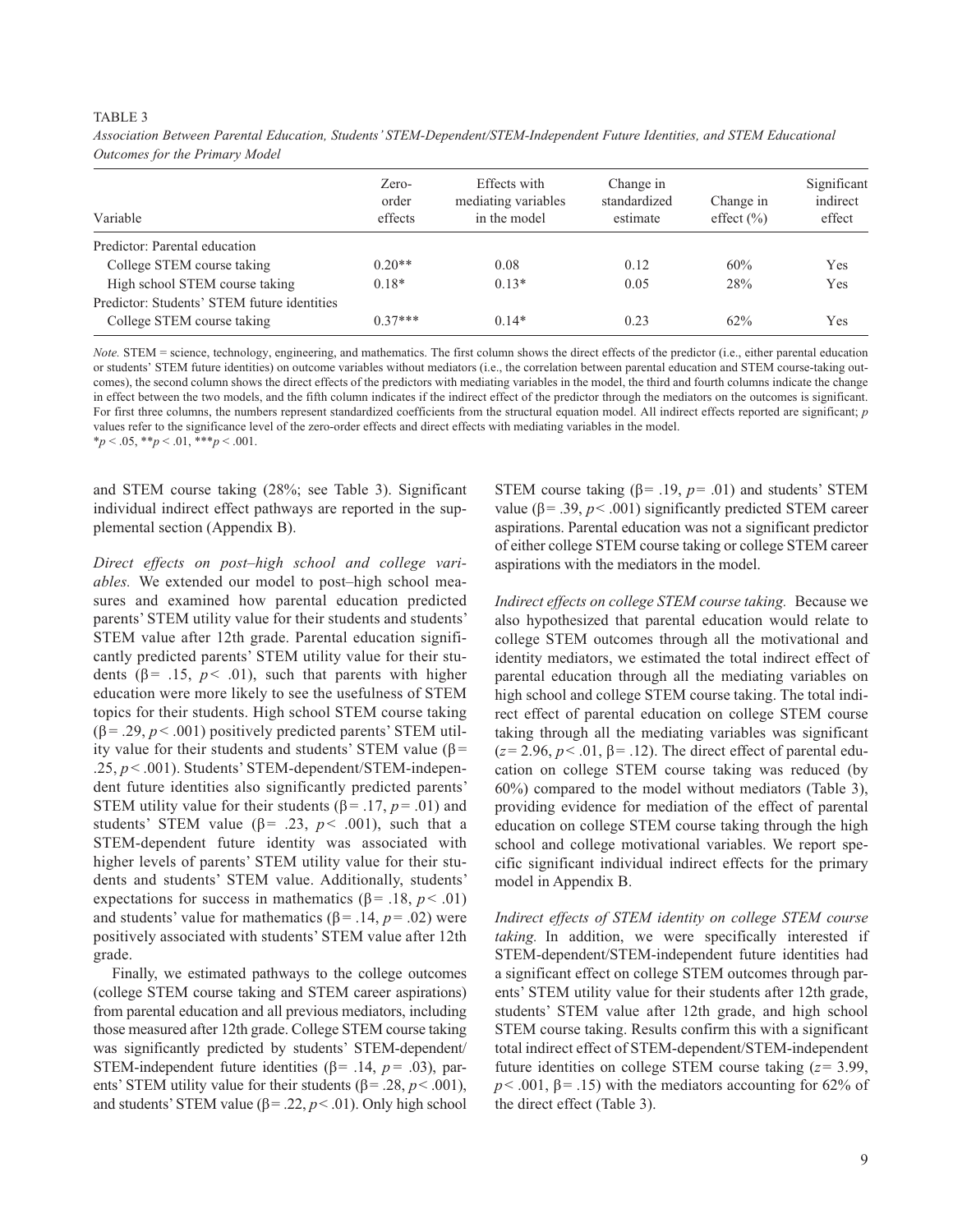TABLE 3

*Association Between Parental Education, Students' STEM-Dependent/STEM-Independent Future Identities, and STEM Educational Outcomes for the Primary Model*

| Variable | Zero-order effects | Effects with mediating variables in the model | Change in standardized estimate | Change in effect (%) | Significant indirect effect |
|---|---|---|---|---|---|
| Predictor: Parental education | | | | | |
| College STEM course taking | 0.20** | 0.08 | 0.12 | 60% | Yes |
| High school STEM course taking | 0.18* | 0.13* | 0.05 | 28% | Yes |
| Predictor: Students' STEM future identities | | | | | |
| College STEM course taking | 0.37*** | 0.14* | 0.23 | 62% | Yes |

*Note.* STEM = science, technology, engineering, and mathematics. The first column shows the direct effects of the predictor (i.e., either parental education or students' STEM future identities) on outcome variables without mediators (i.e., the correlation between parental education and STEM course-taking outcomes), the second column shows the direct effects of the predictors with mediating variables in the model, the third and fourth columns indicate the change in effect between the two models, and the fifth column indicates if the indirect effect of the predictor through the mediators on the outcomes is significant. For first three columns, the numbers represent standardized coefficients from the structural equation model. All indirect effects reported are significant; *p* values refer to the significance level of the zero-order effects and direct effects with mediating variables in the model.
\*$p < .05$, \*\*$p < .01$, \*\*\*$p < .001$.

and STEM course taking (28%; see Table 3). Significant individual indirect effect pathways are reported in the supplemental section (Appendix B).

*Direct effects on post–high school and college variables.* We extended our model to post–high school measures and examined how parental education predicted parents' STEM utility value for their students and students' STEM value after 12th grade. Parental education significantly predicted parents' STEM utility value for their students ($\beta = .15$, $p < .01$), such that parents with higher education were more likely to see the usefulness of STEM topics for their students. High school STEM course taking ($\beta = .29$, $p < .001$) positively predicted parents' STEM utility value for their students and students' STEM value ($\beta = .25$, $p < .001$). Students' STEM-dependent/STEM-independent future identities also significantly predicted parents' STEM utility value for their students ($\beta = .17$, $p = .01$) and students' STEM value ($\beta = .23$, $p < .001$), such that a STEM-dependent future identity was associated with higher levels of parents' STEM utility value for their students and students' STEM value. Additionally, students' expectations for success in mathematics ($\beta = .18$, $p < .01$) and students' value for mathematics ($\beta = .14$, $p = .02$) were positively associated with students' STEM value after 12th grade.

Finally, we estimated pathways to the college outcomes (college STEM course taking and STEM career aspirations) from parental education and all previous mediators, including those measured after 12th grade. College STEM course taking was significantly predicted by students' STEM-dependent/STEM-independent future identities ($\beta = .14$, $p = .03$), parents' STEM utility value for their students ($\beta = .28$, $p < .001$), and students' STEM value ($\beta = .22$, $p < .01$). Only high school STEM course taking ($\beta = .19$, $p = .01$) and students' STEM value ($\beta = .39$, $p < .001$) significantly predicted STEM career aspirations. Parental education was not a significant predictor of either college STEM course taking or college STEM career aspirations with the mediators in the model.

*Indirect effects on college STEM course taking.* Because we also hypothesized that parental education would relate to college STEM outcomes through all the motivational and identity mediators, we estimated the total indirect effect of parental education through all the mediating variables on high school and college STEM course taking. The total indirect effect of parental education on college STEM course taking through all the mediating variables was significant ($z = 2.96$, $p < .01$, $\beta = .12$). The direct effect of parental education on college STEM course taking was reduced (by 60%) compared to the model without mediators (Table 3), providing evidence for mediation of the effect of parental education on college STEM course taking through the high school and college motivational variables. We report specific significant individual indirect effects for the primary model in Appendix B.

*Indirect effects of STEM identity on college STEM course taking.* In addition, we were specifically interested if STEM-dependent/STEM-independent future identities had a significant effect on college STEM outcomes through parents' STEM utility value for their students after 12th grade, students' STEM value after 12th grade, and high school STEM course taking. Results confirm this with a significant total indirect effect of STEM-dependent/STEM-independent future identities on college STEM course taking ($z = 3.99$, $p < .001$, $\beta = .15$) with the mediators accounting for 62% of the direct effect (Table 3).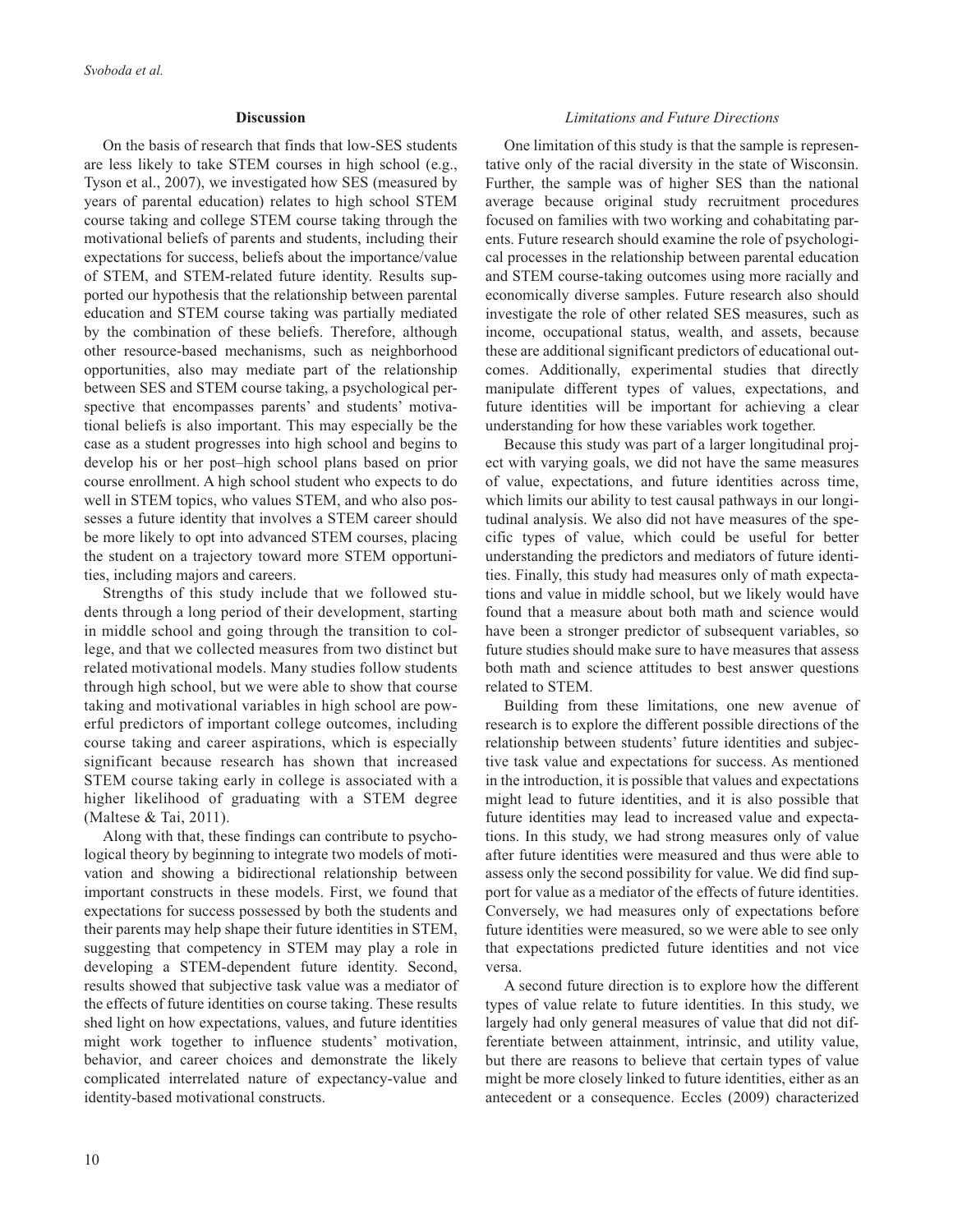## Discussion

On the basis of research that finds that low-SES students are less likely to take STEM courses in high school (e.g., Tyson et al., 2007), we investigated how SES (measured by years of parental education) relates to high school STEM course taking and college STEM course taking through the motivational beliefs of parents and students, including their expectations for success, beliefs about the importance/value of STEM, and STEM-related future identity. Results supported our hypothesis that the relationship between parental education and STEM course taking was partially mediated by the combination of these beliefs. Therefore, although other resource-based mechanisms, such as neighborhood opportunities, also may mediate part of the relationship between SES and STEM course taking, a psychological perspective that encompasses parents' and students' motivational beliefs is also important. This may especially be the case as a student progresses into high school and begins to develop his or her post–high school plans based on prior course enrollment. A high school student who expects to do well in STEM topics, who values STEM, and who also possesses a future identity that involves a STEM career should be more likely to opt into advanced STEM courses, placing the student on a trajectory toward more STEM opportunities, including majors and careers.

Strengths of this study include that we followed students through a long period of their development, starting in middle school and going through the transition to college, and that we collected measures from two distinct but related motivational models. Many studies follow students through high school, but we were able to show that course taking and motivational variables in high school are powerful predictors of important college outcomes, including course taking and career aspirations, which is especially significant because research has shown that increased STEM course taking early in college is associated with a higher likelihood of graduating with a STEM degree (Maltese & Tai, 2011).

Along with that, these findings can contribute to psychological theory by beginning to integrate two models of motivation and showing a bidirectional relationship between important constructs in these models. First, we found that expectations for success possessed by both the students and their parents may help shape their future identities in STEM, suggesting that competency in STEM may play a role in developing a STEM-dependent future identity. Second, results showed that subjective task value was a mediator of the effects of future identities on course taking. These results shed light on how expectations, values, and future identities might work together to influence students' motivation, behavior, and career choices and demonstrate the likely complicated interrelated nature of expectancy-value and identity-based motivational constructs.

### *Limitations and Future Directions*

One limitation of this study is that the sample is representative only of the racial diversity in the state of Wisconsin. Further, the sample was of higher SES than the national average because original study recruitment procedures focused on families with two working and cohabitating parents. Future research should examine the role of psychological processes in the relationship between parental education and STEM course-taking outcomes using more racially and economically diverse samples. Future research also should investigate the role of other related SES measures, such as income, occupational status, wealth, and assets, because these are additional significant predictors of educational outcomes. Additionally, experimental studies that directly manipulate different types of values, expectations, and future identities will be important for achieving a clear understanding for how these variables work together.

Because this study was part of a larger longitudinal project with varying goals, we did not have the same measures of value, expectations, and future identities across time, which limits our ability to test causal pathways in our longitudinal analysis. We also did not have measures of the specific types of value, which could be useful for better understanding the predictors and mediators of future identities. Finally, this study had measures only of math expectations and value in middle school, but we likely would have found that a measure about both math and science would have been a stronger predictor of subsequent variables, so future studies should make sure to have measures that assess both math and science attitudes to best answer questions related to STEM.

Building from these limitations, one new avenue of research is to explore the different possible directions of the relationship between students' future identities and subjective task value and expectations for success. As mentioned in the introduction, it is possible that values and expectations might lead to future identities, and it is also possible that future identities may lead to increased value and expectations. In this study, we had strong measures only of value after future identities were measured and thus were able to assess only the second possibility for value. We did find support for value as a mediator of the effects of future identities. Conversely, we had measures only of expectations before future identities were measured, so we were able to see only that expectations predicted future identities and not vice versa.

A second future direction is to explore how the different types of value relate to future identities. In this study, we largely had only general measures of value that did not differentiate between attainment, intrinsic, and utility value, but there are reasons to believe that certain types of value might be more closely linked to future identities, either as an antecedent or a consequence. Eccles (2009) characterized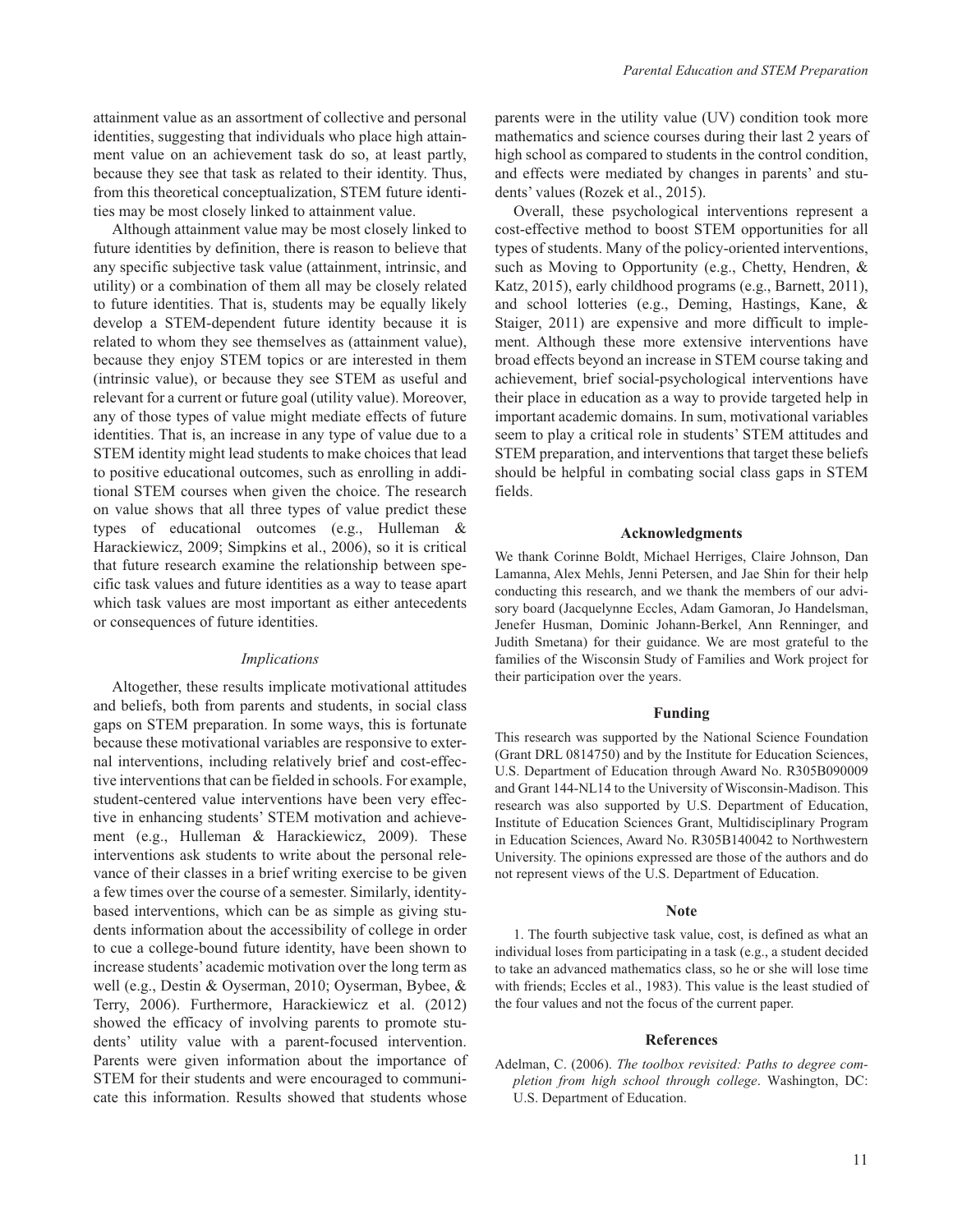attainment value as an assortment of collective and personal identities, suggesting that individuals who place high attainment value on an achievement task do so, at least partly, because they see that task as related to their identity. Thus, from this theoretical conceptualization, STEM future identities may be most closely linked to attainment value.

Although attainment value may be most closely linked to future identities by definition, there is reason to believe that any specific subjective task value (attainment, intrinsic, and utility) or a combination of them all may be closely related to future identities. That is, students may be equally likely develop a STEM-dependent future identity because it is related to whom they see themselves as (attainment value), because they enjoy STEM topics or are interested in them (intrinsic value), or because they see STEM as useful and relevant for a current or future goal (utility value). Moreover, any of those types of value might mediate effects of future identities. That is, an increase in any type of value due to a STEM identity might lead students to make choices that lead to positive educational outcomes, such as enrolling in additional STEM courses when given the choice. The research on value shows that all three types of value predict these types of educational outcomes (e.g., Hulleman & Harackiewicz, 2009; Simpkins et al., 2006), so it is critical that future research examine the relationship between specific task values and future identities as a way to tease apart which task values are most important as either antecedents or consequences of future identities.

### *Implications*

Altogether, these results implicate motivational attitudes and beliefs, both from parents and students, in social class gaps on STEM preparation. In some ways, this is fortunate because these motivational variables are responsive to external interventions, including relatively brief and cost-effective interventions that can be fielded in schools. For example, student-centered value interventions have been very effective in enhancing students' STEM motivation and achievement (e.g., Hulleman & Harackiewicz, 2009). These interventions ask students to write about the personal relevance of their classes in a brief writing exercise to be given a few times over the course of a semester. Similarly, identity-based interventions, which can be as simple as giving students information about the accessibility of college in order to cue a college-bound future identity, have been shown to increase students' academic motivation over the long term as well (e.g., Destin & Oyserman, 2010; Oyserman, Bybee, & Terry, 2006). Furthermore, Harackiewicz et al. (2012) showed the efficacy of involving parents to promote students' utility value with a parent-focused intervention. Parents were given information about the importance of STEM for their students and were encouraged to communicate this information. Results showed that students whose parents were in the utility value (UV) condition took more mathematics and science courses during their last 2 years of high school as compared to students in the control condition, and effects were mediated by changes in parents' and students' values (Rozek et al., 2015).

Overall, these psychological interventions represent a cost-effective method to boost STEM opportunities for all types of students. Many of the policy-oriented interventions, such as Moving to Opportunity (e.g., Chetty, Hendren, & Katz, 2015), early childhood programs (e.g., Barnett, 2011), and school lotteries (e.g., Deming, Hastings, Kane, & Staiger, 2011) are expensive and more difficult to implement. Although these more extensive interventions have broad effects beyond an increase in STEM course taking and achievement, brief social-psychological interventions have their place in education as a way to provide targeted help in important academic domains. In sum, motivational variables seem to play a critical role in students' STEM attitudes and STEM preparation, and interventions that target these beliefs should be helpful in combating social class gaps in STEM fields.

## Acknowledgments

We thank Corinne Boldt, Michael Herriges, Claire Johnson, Dan Lamanna, Alex Mehls, Jenni Petersen, and Jae Shin for their help conducting this research, and we thank the members of our advisory board (Jacquelynne Eccles, Adam Gamoran, Jo Handelsman, Jenefer Husman, Dominic Johann-Berkel, Ann Renninger, and Judith Smetana) for their guidance. We are most grateful to the families of the Wisconsin Study of Families and Work project for their participation over the years.

## Funding

This research was supported by the National Science Foundation (Grant DRL 0814750) and by the Institute for Education Sciences, U.S. Department of Education through Award No. R305B090009 and Grant 144-NL14 to the University of Wisconsin-Madison. This research was also supported by U.S. Department of Education, Institute of Education Sciences Grant, Multidisciplinary Program in Education Sciences, Award No. R305B140042 to Northwestern University. The opinions expressed are those of the authors and do not represent views of the U.S. Department of Education.

## Note

1. The fourth subjective task value, cost, is defined as what an individual loses from participating in a task (e.g., a student decided to take an advanced mathematics class, so he or she will lose time with friends; Eccles et al., 1983). This value is the least studied of the four values and not the focus of the current paper.

## References

Adelman, C. (2006). *The toolbox revisited: Paths to degree completion from high school through college*. Washington, DC: U.S. Department of Education.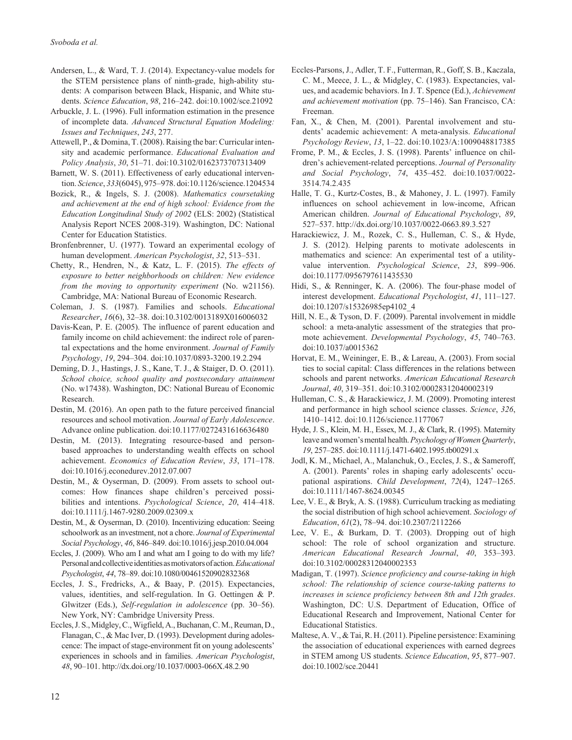Andersen, L., & Ward, T. J. (2014). Expectancy-value models for the STEM persistence plans of ninth-grade, high-ability students: A comparison between Black, Hispanic, and White students. *Science Education*, *98*, 216–242. doi:10.1002/sce.21092

Arbuckle, J. L. (1996). Full information estimation in the presence of incomplete data. *Advanced Structural Equation Modeling: Issues and Techniques*, *243*, 277.

Attewell, P., & Domina, T. (2008). Raising the bar: Curricular intensity and academic performance. *Educational Evaluation and Policy Analysis*, *30*, 51–71. doi:10.3102/0162373707313409

Barnett, W. S. (2011). Effectiveness of early educational intervention. *Science*, *333*(6045), 975–978. doi:10.1126/science.1204534

Bozick, R., & Ingels, S. J. (2008). *Mathematics coursetaking and achievement at the end of high school: Evidence from the Education Longitudinal Study of 2002* (ELS: 2002) (Statistical Analysis Report NCES 2008-319). Washington, DC: National Center for Education Statistics.

Bronfenbrenner, U. (1977). Toward an experimental ecology of human development. *American Psychologist*, *32*, 513–531.

Chetty, R., Hendren, N., & Katz, L. F. (2015). *The effects of exposure to better neighborhoods on children: New evidence from the moving to opportunity experiment* (No. w21156). Cambridge, MA: National Bureau of Economic Research.

Coleman, J. S. (1987). Families and schools. *Educational Researcher*, *16*(6), 32–38. doi:10.3102/0013189X016006032

Davis-Kean, P. E. (2005). The influence of parent education and family income on child achievement: the indirect role of parental expectations and the home environment. *Journal of Family Psychology*, *19*, 294–304. doi:10.1037/0893-3200.19.2.294

Deming, D. J., Hastings, J. S., Kane, T. J., & Staiger, D. O. (2011). *School choice, school quality and postsecondary attainment* (No. w17438). Washington, DC: National Bureau of Economic Research.

Destin, M. (2016). An open path to the future perceived financial resources and school motivation. *Journal of Early Adolescence*. Advance online publication. doi:10.1177/0272431616636480

Destin, M. (2013). Integrating resource-based and person-based approaches to understanding wealth effects on school achievement. *Economics of Education Review*, *33*, 171–178. doi:10.1016/j.econedurev.2012.07.007

Destin, M., & Oyserman, D. (2009). From assets to school outcomes: How finances shape children's perceived possibilities and intentions. *Psychological Science*, *20*, 414–418. doi:10.1111/j.1467-9280.2009.02309.x

Destin, M., & Oyserman, D. (2010). Incentivizing education: Seeing schoolwork as an investment, not a chore. *Journal of Experimental Social Psychology*, *46*, 846–849. doi:10.1016/j.jesp.2010.04.004

Eccles, J. (2009). Who am I and what am I going to do with my life? Personal and collective identities as motivators of action. *Educational Psychologist*, *44*, 78–89. doi:10.1080/00461520902832368

Eccles, J. S., Fredricks, A., & Baay, P. (2015). Expectancies, values, identities, and self-regulation. In G. Oettingen & P. Glwitzer (Eds.), *Self-regulation in adolescence* (pp. 30–56). New York, NY: Cambridge University Press.

Eccles, J. S., Midgley, C., Wigfield, A., Buchanan, C. M., Reuman, D., Flanagan, C., & Mac Iver, D. (1993). Development during adolescence: The impact of stage-environment fit on young adolescents' experiences in schools and in families. *American Psychologist*, *48*, 90–101. http://dx.doi.org/10.1037/0003-066X.48.2.90

Eccles-Parsons, J., Adler, T. F., Futterman, R., Goff, S. B., Kaczala, C. M., Meece, J. L., & Midgley, C. (1983). Expectancies, values, and academic behaviors. In J. T. Spence (Ed.), *Achievement and achievement motivation* (pp. 75–146). San Francisco, CA: Freeman.

Fan, X., & Chen, M. (2001). Parental involvement and students' academic achievement: A meta-analysis. *Educational Psychology Review*, *13*, 1–22. doi:10.1023/A:1009048817385

Frome, P. M., & Eccles, J. S. (1998). Parents' influence on children's achievement-related perceptions. *Journal of Personality and Social Psychology*, *74*, 435–452. doi:10.1037/0022-3514.74.2.435

Halle, T. G., Kurtz-Costes, B., & Mahoney, J. L. (1997). Family influences on school achievement in low-income, African American children. *Journal of Educational Psychology*, *89*, 527–537. http://dx.doi.org/10.1037/0022-0663.89.3.527

Harackiewicz, J. M., Rozek, C. S., Hulleman, C. S., & Hyde, J. S. (2012). Helping parents to motivate adolescents in mathematics and science: An experimental test of a utility-value intervention. *Psychological Science*, *23*, 899–906. doi:10.1177/0956797611435530

Hidi, S., & Renninger, K. A. (2006). The four-phase model of interest development. *Educational Psychologist*, *41*, 111–127. doi:10.1207/s15326985ep4102_4

Hill, N. E., & Tyson, D. F. (2009). Parental involvement in middle school: a meta-analytic assessment of the strategies that promote achievement. *Developmental Psychology*, *45*, 740–763. doi:10.1037/a0015362

Horvat, E. M., Weininger, E. B., & Lareau, A. (2003). From social ties to social capital: Class differences in the relations between schools and parent networks. *American Educational Research Journal*, *40*, 319–351. doi:10.3102/00028312040002319

Hulleman, C. S., & Harackiewicz, J. M. (2009). Promoting interest and performance in high school science classes. *Science*, *326*, 1410–1412. doi:10.1126/science.1177067

Hyde, J. S., Klein, M. H., Essex, M. J., & Clark, R. (1995). Maternity leave and women's mental health. *Psychology of Women Quarterly*, *19*, 257–285. doi:10.1111/j.1471-6402.1995.tb00291.x

Jodl, K. M., Michael, A., Malanchuk, O., Eccles, J. S., & Sameroff, A. (2001). Parents' roles in shaping early adolescents' occupational aspirations. *Child Development*, *72*(4), 1247–1265. doi:10.1111/1467-8624.00345

Lee, V. E., & Bryk, A. S. (1988). Curriculum tracking as mediating the social distribution of high school achievement. *Sociology of Education*, *61*(2), 78–94. doi:10.2307/2112266

Lee, V. E., & Burkam, D. T. (2003). Dropping out of high school: The role of school organization and structure. *American Educational Research Journal*, *40*, 353–393. doi:10.3102/00028312040002353

Madigan, T. (1997). *Science proficiency and course-taking in high school: The relationship of science course-taking patterns to increases in science proficiency between 8th and 12th grades*. Washington, DC: U.S. Department of Education, Office of Educational Research and Improvement, National Center for Educational Statistics.

Maltese, A. V., & Tai, R. H. (2011). Pipeline persistence: Examining the association of educational experiences with earned degrees in STEM among US students. *Science Education*, *95*, 877–907. doi:10.1002/sce.20441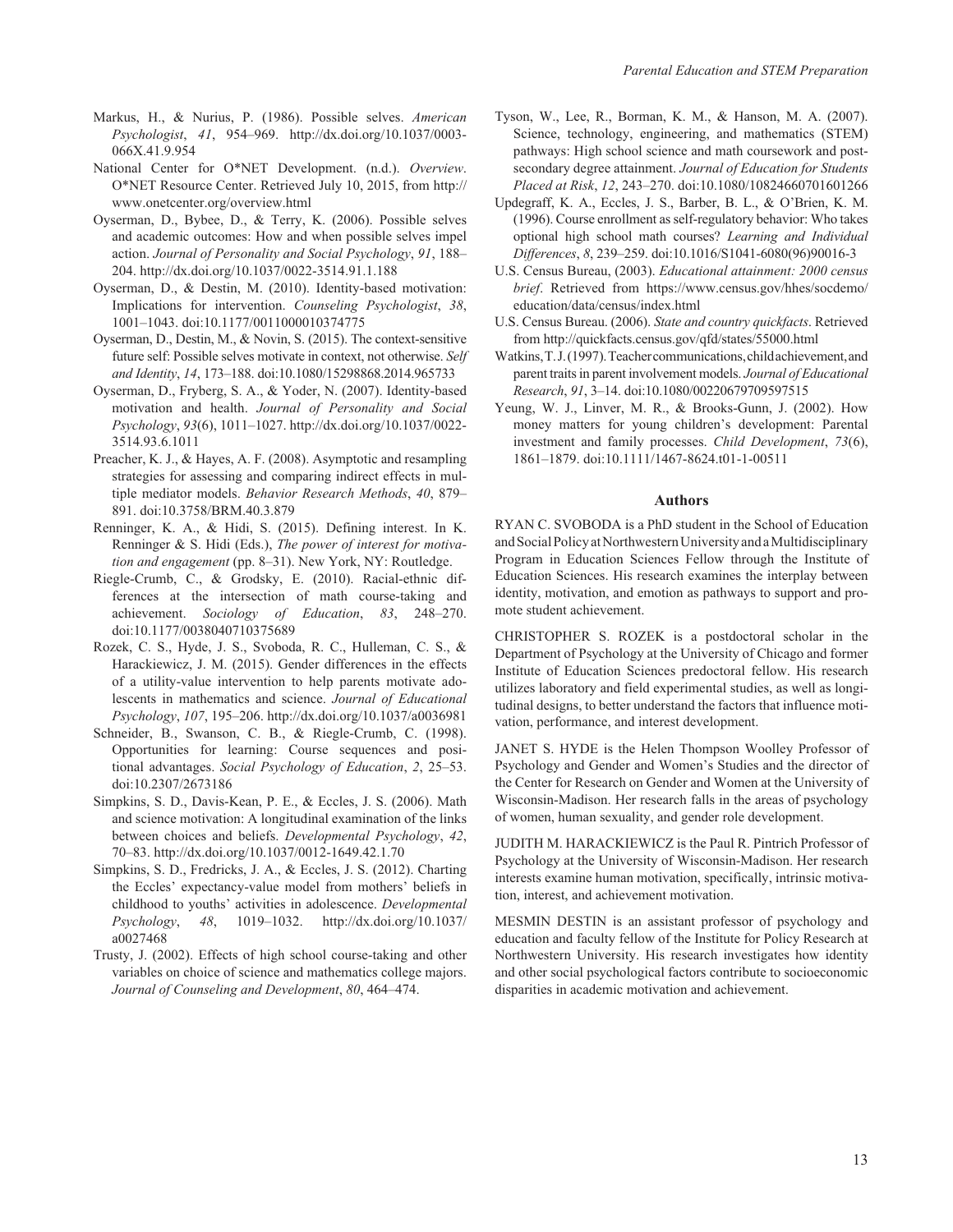Markus, H., & Nurius, P. (1986). Possible selves. *American Psychologist*, *41*, 954–969. http://dx.doi.org/10.1037/0003-066X.41.9.954

National Center for O*NET Development. (n.d.). *Overview*. O*NET Resource Center. Retrieved July 10, 2015, from http://www.onetcenter.org/overview.html

Oyserman, D., Bybee, D., & Terry, K. (2006). Possible selves and academic outcomes: How and when possible selves impel action. *Journal of Personality and Social Psychology*, *91*, 188–204. http://dx.doi.org/10.1037/0022-3514.91.1.188

Oyserman, D., & Destin, M. (2010). Identity-based motivation: Implications for intervention. *Counseling Psychologist*, *38*, 1001–1043. doi:10.1177/0011000010374775

Oyserman, D., Destin, M., & Novin, S. (2015). The context-sensitive future self: Possible selves motivate in context, not otherwise. *Self and Identity*, *14*, 173–188. doi:10.1080/15298868.2014.965733

Oyserman, D., Fryberg, S. A., & Yoder, N. (2007). Identity-based motivation and health. *Journal of Personality and Social Psychology*, *93*(6), 1011–1027. http://dx.doi.org/10.1037/0022-3514.93.6.1011

Preacher, K. J., & Hayes, A. F. (2008). Asymptotic and resampling strategies for assessing and comparing indirect effects in multiple mediator models. *Behavior Research Methods*, *40*, 879–891. doi:10.3758/BRM.40.3.879

Renninger, K. A., & Hidi, S. (2015). Defining interest. In K. Renninger & S. Hidi (Eds.), *The power of interest for motivation and engagement* (pp. 8–31). New York, NY: Routledge.

Riegle-Crumb, C., & Grodsky, E. (2010). Racial-ethnic differences at the intersection of math course-taking and achievement. *Sociology of Education*, *83*, 248–270. doi:10.1177/0038040710375689

Rozek, C. S., Hyde, J. S., Svoboda, R. C., Hulleman, C. S., & Harackiewicz, J. M. (2015). Gender differences in the effects of a utility-value intervention to help parents motivate adolescents in mathematics and science. *Journal of Educational Psychology*, *107*, 195–206. http://dx.doi.org/10.1037/a0036981

Schneider, B., Swanson, C. B., & Riegle-Crumb, C. (1998). Opportunities for learning: Course sequences and positional advantages. *Social Psychology of Education*, *2*, 25–53. doi:10.2307/2673186

Simpkins, S. D., Davis-Kean, P. E., & Eccles, J. S. (2006). Math and science motivation: A longitudinal examination of the links between choices and beliefs. *Developmental Psychology*, *42*, 70–83. http://dx.doi.org/10.1037/0012-1649.42.1.70

Simpkins, S. D., Fredricks, J. A., & Eccles, J. S. (2012). Charting the Eccles' expectancy-value model from mothers' beliefs in childhood to youths' activities in adolescence. *Developmental Psychology*, *48*, 1019–1032. http://dx.doi.org/10.1037/a0027468

Trusty, J. (2002). Effects of high school course-taking and other variables on choice of science and mathematics college majors. *Journal of Counseling and Development*, *80*, 464–474.

Tyson, W., Lee, R., Borman, K. M., & Hanson, M. A. (2007). Science, technology, engineering, and mathematics (STEM) pathways: High school science and math coursework and postsecondary degree attainment. *Journal of Education for Students Placed at Risk*, *12*, 243–270. doi:10.1080/10824660701601266

Updegraff, K. A., Eccles, J. S., Barber, B. L., & O'Brien, K. M. (1996). Course enrollment as self-regulatory behavior: Who takes optional high school math courses? *Learning and Individual Differences*, *8*, 239–259. doi:10.1016/S1041-6080(96)90016-3

U.S. Census Bureau, (2003). *Educational attainment: 2000 census brief*. Retrieved from https://www.census.gov/hhes/socdemo/education/data/census/index.html

U.S. Census Bureau. (2006). *State and country quickfacts*. Retrieved from http://quickfacts.census.gov/qfd/states/55000.html

Watkins, T. J. (1997). Teacher communications, child achievement, and parent traits in parent involvement models. *Journal of Educational Research*, *91*, 3–14. doi:10.1080/00220679709597515

Yeung, W. J., Linver, M. R., & Brooks-Gunn, J. (2002). How money matters for young children's development: Parental investment and family processes. *Child Development*, *73*(6), 1861–1879. doi:10.1111/1467-8624.t01-1-00511

## Authors

RYAN C. SVOBODA is a PhD student in the School of Education and Social Policy at Northwestern University and a Multidisciplinary Program in Education Sciences Fellow through the Institute of Education Sciences. His research examines the interplay between identity, motivation, and emotion as pathways to support and promote student achievement.

CHRISTOPHER S. ROZEK is a postdoctoral scholar in the Department of Psychology at the University of Chicago and former Institute of Education Sciences predoctoral fellow. His research utilizes laboratory and field experimental studies, as well as longitudinal designs, to better understand the factors that influence motivation, performance, and interest development.

JANET S. HYDE is the Helen Thompson Woolley Professor of Psychology and Gender and Women's Studies and the director of the Center for Research on Gender and Women at the University of Wisconsin-Madison. Her research falls in the areas of psychology of women, human sexuality, and gender role development.

JUDITH M. HARACKIEWICZ is the Paul R. Pintrich Professor of Psychology at the University of Wisconsin-Madison. Her research interests examine human motivation, specifically, intrinsic motivation, interest, and achievement motivation.

MESMIN DESTIN is an assistant professor of psychology and education and faculty fellow of the Institute for Policy Research at Northwestern University. His research investigates how identity and other social psychological factors contribute to socioeconomic disparities in academic motivation and achievement.